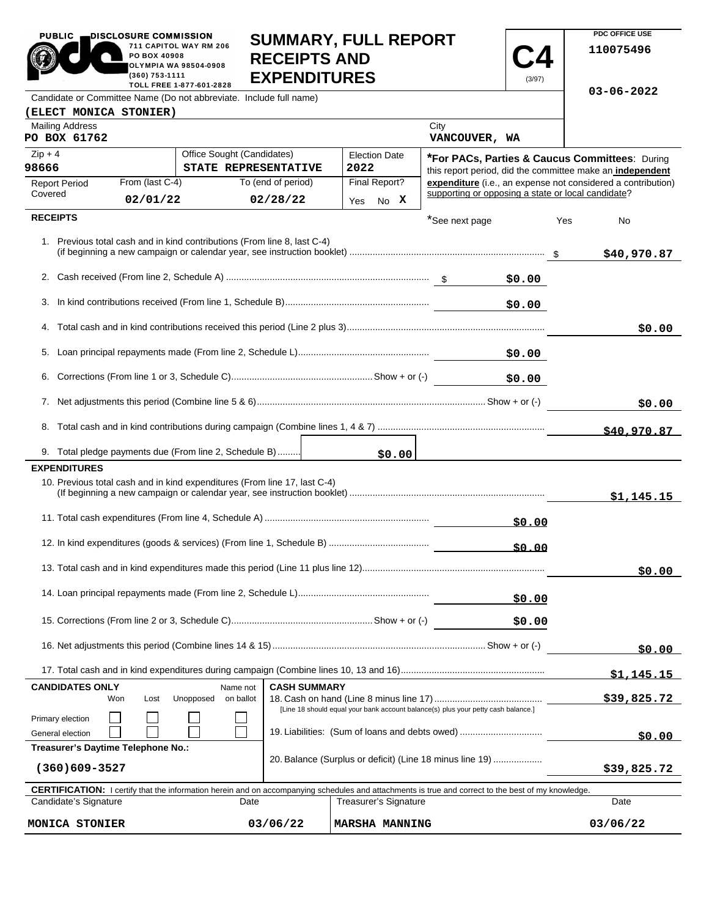PUBLIC DISCLOSURE COMMISSION
711 CAPITOL WAY RM 206
PO BOX 40908
OLYMPIA WA 98504-0908
(360) 753-1111
TOLL FREE 1-877-601-2828

# SUMMARY, FULL REPORT RECEIPTS AND EXPENDITURES

**C4** (3/97)

PDC OFFICE USE
110075496

03-06-2022

Candidate or Committee Name (Do not abbreviate. Include full name)
**(ELECT MONICA STONIER)**

| Mailing Address | City |
|---|---|
| PO BOX 61762 | VANCOUVER, WA |

| Zip + 4 | Office Sought (Candidates) | Election Date |
|---|---|---|
| 98666 | STATE REPRESENTATIVE | 2022 |

| Report Period Covered | From (last C-4) | To (end of period) | Final Report? |
|---|---|---|---|
| | 02/01/22 | 02/28/22 | Yes No X |

***For PACs, Parties & Caucus Committees**: During this report period, did the committee make an **independent expenditure** (i.e., an expense not considered a contribution) supporting or opposing a state or local candidate?

*See next page Yes No

## RECEIPTS

| | | |
|---|---|---|
| 1. Previous total cash and in kind contributions (From line 8, last C-4) (if beginning a new campaign or calendar year, see instruction booklet) | | $40,970.87 |
| 2. Cash received (From line 2, Schedule A) | $0.00 | |
| 3. In kind contributions received (From line 1, Schedule B) | $0.00 | |
| 4. Total cash and in kind contributions received this period (Line 2 plus 3) | | $0.00 |
| 5. Loan principal repayments made (From line 2, Schedule L) | $0.00 | |
| 6. Corrections (From line 1 or 3, Schedule C) Show + or (-) | $0.00 | |
| 7. Net adjustments this period (Combine line 5 & 6) Show + or (-) | | $0.00 |
| 8. Total cash and in kind contributions during campaign (Combine lines 1, 4 & 7) | | $40,970.87 |
| 9. Total pledge payments due (From line 2, Schedule B) | $0.00 | |

## EXPENDITURES

| | | |
|---|---|---|
| 10. Previous total cash and in kind expenditures (From line 17, last C-4) (If beginning a new campaign or calendar year, see instruction booklet) | | $1,145.15 |
| 11. Total cash expenditures (From line 4, Schedule A) | $0.00 | |
| 12. In kind expenditures (goods & services) (From line 1, Schedule B) | $0.00 | |
| 13. Total cash and in kind expenditures made this period (Line 11 plus line 12) | | $0.00 |
| 14. Loan principal repayments made (From line 2, Schedule L) | $0.00 | |
| 15. Corrections (From line 2 or 3, Schedule C) Show + or (-) | $0.00 | |
| 16. Net adjustments this period (Combine lines 14 & 15) Show + or (-) | | $0.00 |
| 17. Total cash and in kind expenditures during campaign (Combine lines 10, 13 and 16) | | $1,145.15 |

**CANDIDATES ONLY**

| | Won | Lost | Unopposed | Name not on ballot |
|---|---|---|---|---|
| Primary election | ☐ | ☐ | ☐ | ☐ |
| General election | ☐ | ☐ | ☐ | ☐ |

**Treasurer's Daytime Telephone No.:**
(360)609-3527

**CASH SUMMARY**

| | |
|---|---|
| 18. Cash on hand (Line 8 minus line 17) [Line 18 should equal your bank account balance(s) plus your petty cash balance.] | $39,825.72 |
| 19. Liabilities: (Sum of loans and debts owed) | $0.00 |
| 20. Balance (Surplus or deficit) (Line 18 minus line 19) | $39,825.72 |

**CERTIFICATION:** I certify that the information herein and on accompanying schedules and attachments is true and correct to the best of my knowledge.

| Candidate's Signature | Date | Treasurer's Signature | Date |
|---|---|---|---|
| MONICA STONIER | 03/06/22 | MARSHA MANNING | 03/06/22 |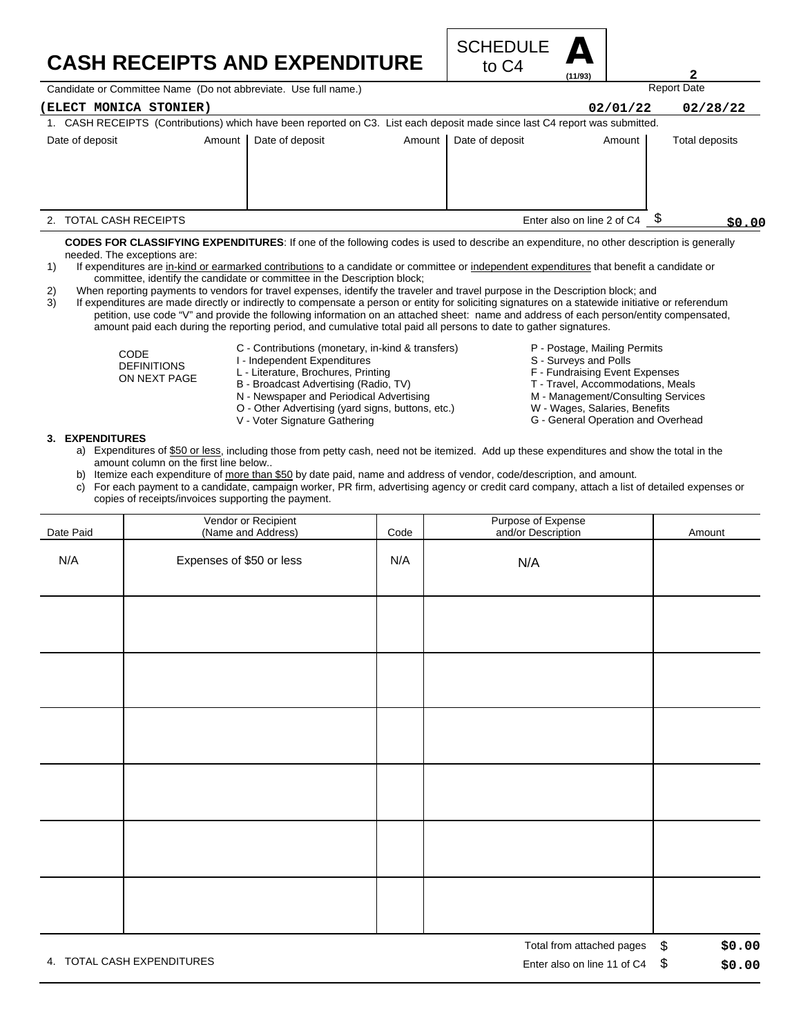# CASH RECEIPTS AND EXPENDITURE

SCHEDULE **A** to C4 (11/93)

**2**

Candidate or Committee Name (Do not abbreviate. Use full name.) | Report Date

**(ELECT MONICA STONIER)** **02/01/22** **02/28/22**

1. CASH RECEIPTS (Contributions) which have been reported on C3. List each deposit made since last C4 report was submitted.

| Date of deposit | Amount | Date of deposit | Amount | Date of deposit | Amount | Total deposits |
|---|---|---|---|---|---|---|
| | | | | | | |

2. TOTAL CASH RECEIPTS — Enter also on line 2 of C4 $ **$0.00**

**CODES FOR CLASSIFYING EXPENDITURES**: If one of the following codes is used to describe an expenditure, no other description is generally needed. The exceptions are:

1) If expenditures are in-kind or earmarked contributions to a candidate or committee or independent expenditures that benefit a candidate or committee, identify the candidate or committee in the Description block;
2) When reporting payments to vendors for travel expenses, identify the traveler and travel purpose in the Description block; and
3) If expenditures are made directly or indirectly to compensate a person or entity for soliciting signatures on a statewide initiative or referendum petition, use code "V" and provide the following information on an attached sheet: name and address of each person/entity compensated, amount paid each during the reporting period, and cumulative total paid all persons to date to gather signatures.

CODE DEFINITIONS ON NEXT PAGE

- C - Contributions (monetary, in-kind & transfers)
- I - Independent Expenditures
- L - Literature, Brochures, Printing
- B - Broadcast Advertising (Radio, TV)
- N - Newspaper and Periodical Advertising
- O - Other Advertising (yard signs, buttons, etc.)
- V - Voter Signature Gathering
- P - Postage, Mailing Permits
- S - Surveys and Polls
- F - Fundraising Event Expenses
- T - Travel, Accommodations, Meals
- M - Management/Consulting Services
- W - Wages, Salaries, Benefits
- G - General Operation and Overhead

**3. EXPENDITURES**

a) Expenditures of $50 or less, including those from petty cash, need not be itemized. Add up these expenditures and show the total in the amount column on the first line below..
b) Itemize each expenditure of more than $50 by date paid, name and address of vendor, code/description, and amount.
c) For each payment to a candidate, campaign worker, PR firm, advertising agency or credit card company, attach a list of detailed expenses or copies of receipts/invoices supporting the payment.

| Date Paid | Vendor or Recipient (Name and Address) | Code | Purpose of Expense and/or Description | Amount |
|---|---|---|---|---|
| N/A | Expenses of $50 or less | N/A | N/A | |
| | | | | |
| | | | | |
| | | | | |
| | | | | |
| | | | | |
| | | | | |

Total from attached pages $ **$0.00**

4. TOTAL CASH EXPENDITURES — Enter also on line 11 of C4 $ **$0.00**